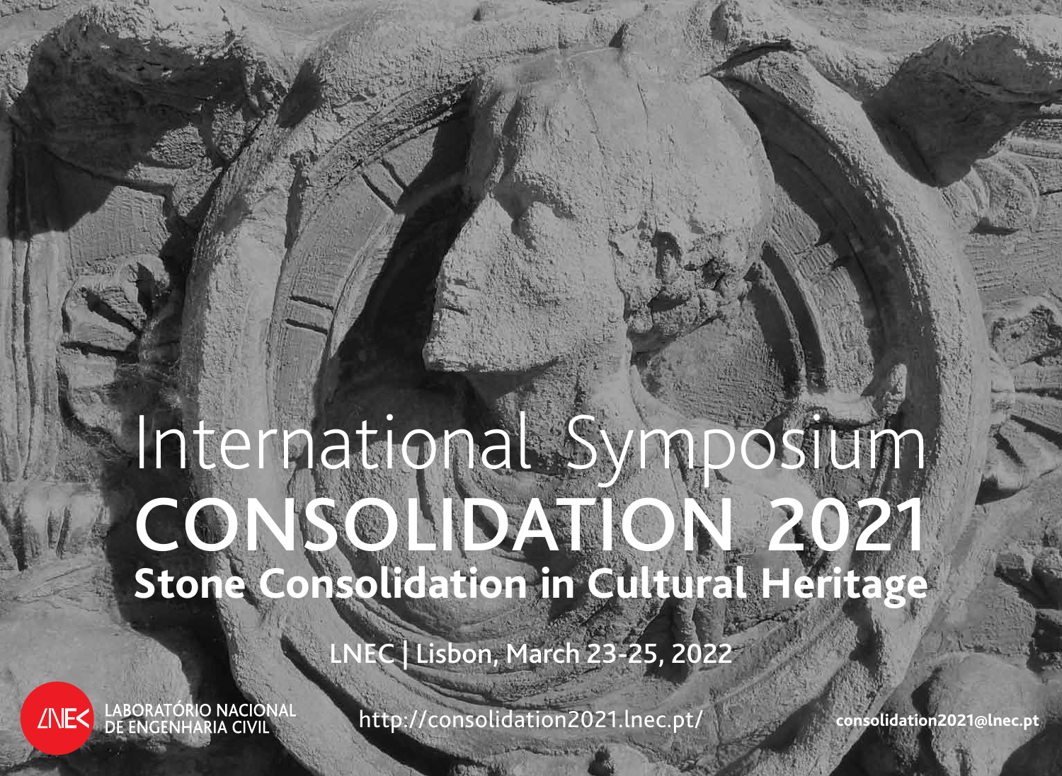# International Symposium

# CONSOLIDATION 2021

## Stone Consolidation in Cultural Heritage

LNEC | Lisbon, March 23-25, 2022

LNEC LABORATÓRIO NACIONAL DE ENGENHARIA CIVIL

http://consolidation2021.lnec.pt/

**consolidation2021@lnec.pt**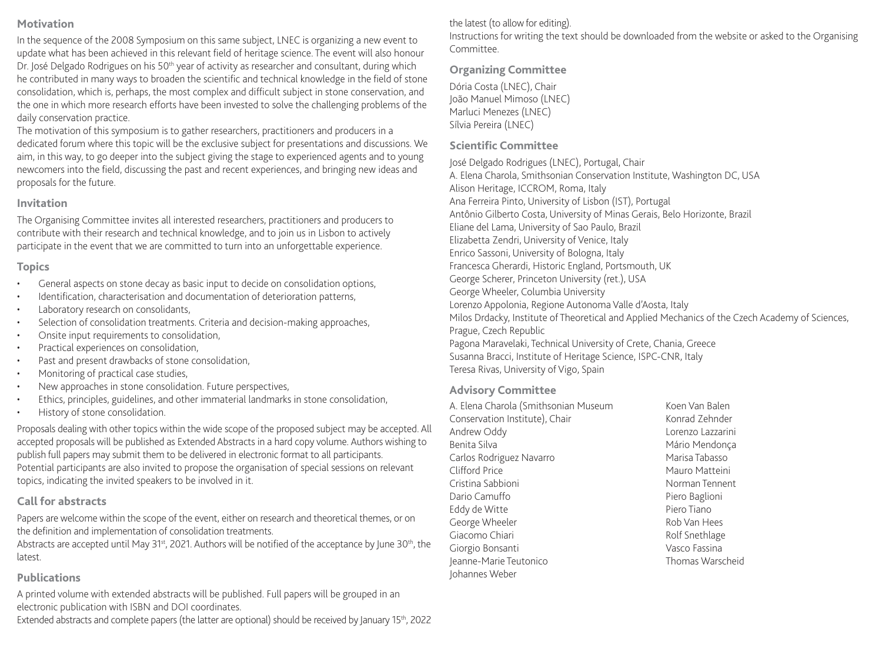## Motivation

In the sequence of the 2008 Symposium on this same subject, LNEC is organizing a new event to update what has been achieved in this relevant field of heritage science. The event will also honour Dr. José Delgado Rodrigues on his 50th year of activity as researcher and consultant, during which he contributed in many ways to broaden the scientific and technical knowledge in the field of stone consolidation, which is, perhaps, the most complex and difficult subject in stone conservation, and the one in which more research efforts have been invested to solve the challenging problems of the daily conservation practice.

The motivation of this symposium is to gather researchers, practitioners and producers in a dedicated forum where this topic will be the exclusive subject for presentations and discussions. We aim, in this way, to go deeper into the subject giving the stage to experienced agents and to young newcomers into the field, discussing the past and recent experiences, and bringing new ideas and proposals for the future.

## Invitation

The Organising Committee invites all interested researchers, practitioners and producers to contribute with their research and technical knowledge, and to join us in Lisbon to actively participate in the event that we are committed to turn into an unforgettable experience.

## Topics

- General aspects on stone decay as basic input to decide on consolidation options,
- Identification, characterisation and documentation of deterioration patterns,
- Laboratory research on consolidants,
- Selection of consolidation treatments. Criteria and decision-making approaches,
- Onsite input requirements to consolidation,
- Practical experiences on consolidation,
- Past and present drawbacks of stone consolidation,
- Monitoring of practical case studies,
- New approaches in stone consolidation. Future perspectives,
- Ethics, principles, guidelines, and other immaterial landmarks in stone consolidation,
- History of stone consolidation.

Proposals dealing with other topics within the wide scope of the proposed subject may be accepted. All accepted proposals will be published as Extended Abstracts in a hard copy volume. Authors wishing to publish full papers may submit them to be delivered in electronic format to all participants.

Potential participants are also invited to propose the organisation of special sessions on relevant topics, indicating the invited speakers to be involved in it.

## Call for abstracts

Papers are welcome within the scope of the event, either on research and theoretical themes, or on the definition and implementation of consolidation treatments.

Abstracts are accepted until May 31st, 2021. Authors will be notified of the acceptance by June 30th, the latest.

## Publications

A printed volume with extended abstracts will be published. Full papers will be grouped in an electronic publication with ISBN and DOI coordinates.

Extended abstracts and complete papers (the latter are optional) should be received by January 15th, 2022 the latest (to allow for editing).

Instructions for writing the text should be downloaded from the website or asked to the Organising Committee.

## Organizing Committee

Dória Costa (LNEC), Chair
João Manuel Mimoso (LNEC)
Marluci Menezes (LNEC)
Sílvia Pereira (LNEC)

## Scientific Committee

José Delgado Rodrigues (LNEC), Portugal, Chair
A. Elena Charola, Smithsonian Conservation Institute, Washington DC, USA
Alison Heritage, ICCROM, Roma, Italy
Ana Ferreira Pinto, University of Lisbon (IST), Portugal
Antônio Gilberto Costa, University of Minas Gerais, Belo Horizonte, Brazil
Eliane del Lama, University of Sao Paulo, Brazil
Elizabetta Zendri, University of Venice, Italy
Enrico Sassoni, University of Bologna, Italy
Francesca Gherardi, Historic England, Portsmouth, UK
George Scherer, Princeton University (ret.), USA
George Wheeler, Columbia University
Lorenzo Appolonia, Regione Autonoma Valle d'Aosta, Italy
Milos Drdacky, Institute of Theoretical and Applied Mechanics of the Czech Academy of Sciences, Prague, Czech Republic
Pagona Maravelaki, Technical University of Crete, Chania, Greece
Susanna Bracci, Institute of Heritage Science, ISPC-CNR, Italy
Teresa Rivas, University of Vigo, Spain

## Advisory Committee

A. Elena Charola (Smithsonian Museum Conservation Institute), Chair
Andrew Oddy
Benita Silva
Carlos Rodriguez Navarro
Clifford Price
Cristina Sabbioni
Dario Camuffo
Eddy de Witte
George Wheeler
Giacomo Chiari
Giorgio Bonsanti
Jeanne-Marie Teutonico
Johannes Weber
Koen Van Balen
Konrad Zehnder
Lorenzo Lazzarini
Mário Mendonça
Marisa Tabasso
Mauro Matteini
Norman Tennent
Piero Baglioni
Piero Tiano
Rob Van Hees
Rolf Snethlage
Vasco Fassina
Thomas Warscheid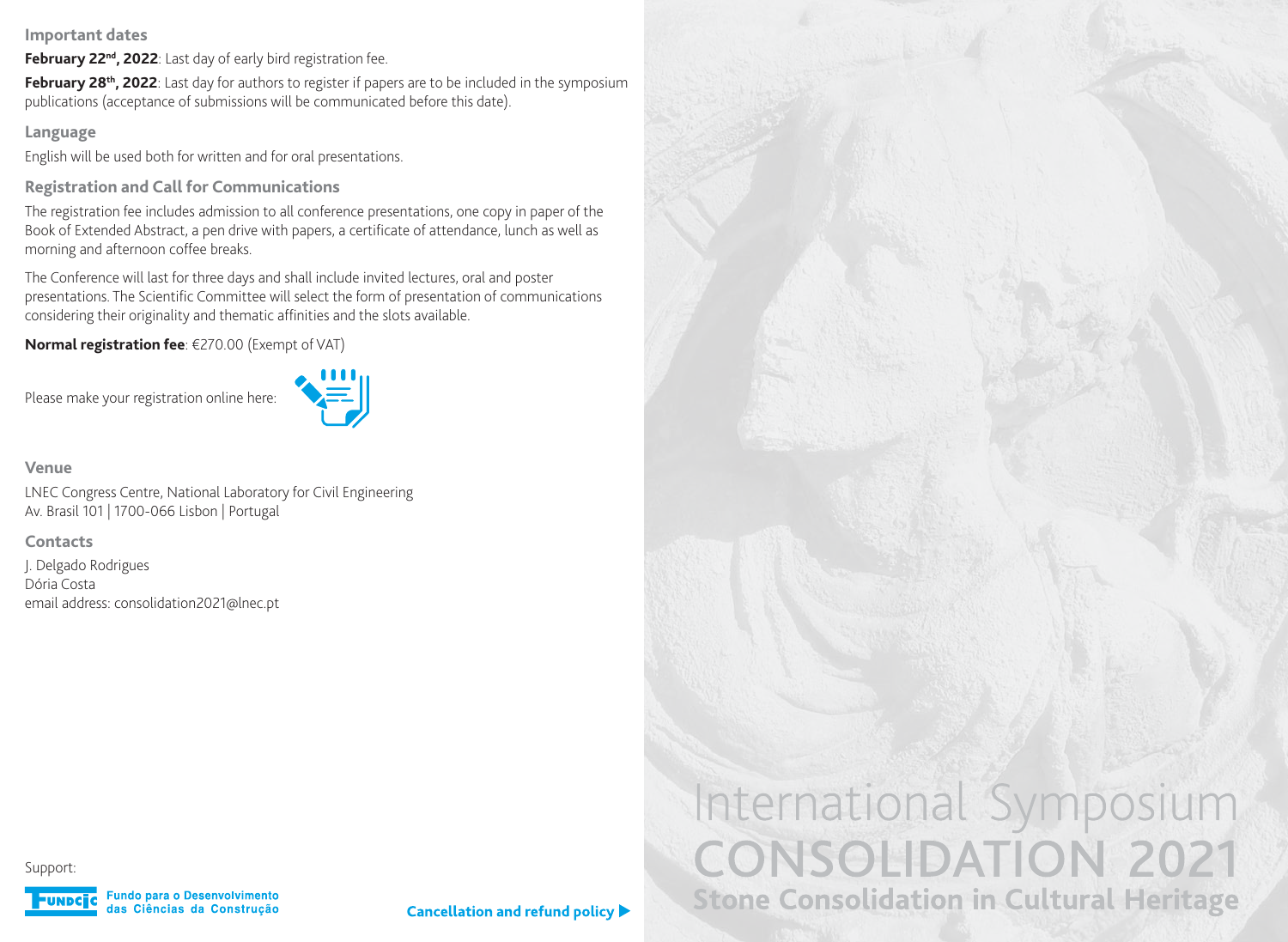### Important dates

**February 22nd, 2022**: Last day of early bird registration fee.

**February 28th, 2022**: Last day for authors to register if papers are to be included in the symposium publications (acceptance of submissions will be communicated before this date).

### Language

English will be used both for written and for oral presentations.

### Registration and Call for Communications

The registration fee includes admission to all conference presentations, one copy in paper of the Book of Extended Abstract, a pen drive with papers, a certificate of attendance, lunch as well as morning and afternoon coffee breaks.

The Conference will last for three days and shall include invited lectures, oral and poster presentations. The Scientific Committee will select the form of presentation of communications considering their originality and thematic affinities and the slots available.

**Normal registration fee**: €270.00 (Exempt of VAT)

Please make your registration online here:

### Venue

LNEC Congress Centre, National Laboratory for Civil Engineering
Av. Brasil 101 | 1700-066 Lisbon | Portugal

### Contacts

J. Delgado Rodrigues
Dória Costa
email address: consolidation2021@lnec.pt

Support:

FUNDCIC Fundo para o Desenvolvimento das Ciências da Construção

**Cancellation and refund policy ▶**

International Symposium
CONSOLIDATION 2021
Stone Consolidation in Cultural Heritage